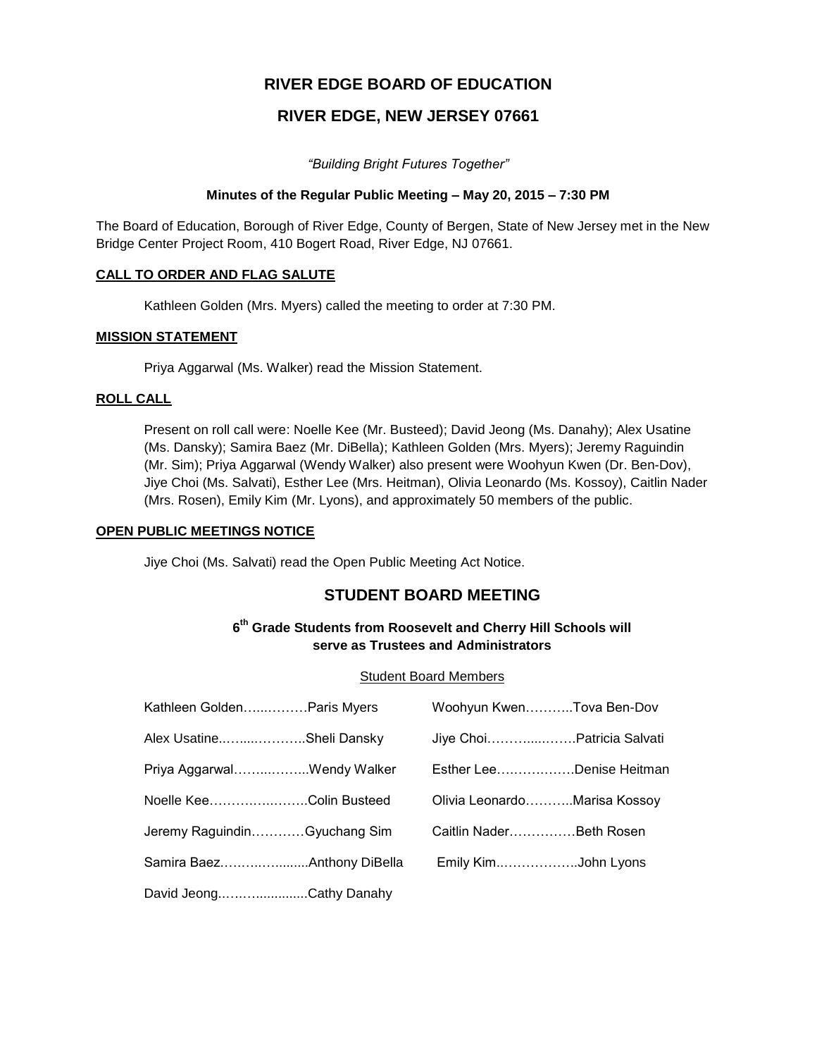# RIVER EDGE BOARD OF EDUCATION

## RIVER EDGE, NEW JERSEY 07661

*"Building Bright Futures Together"*

**Minutes of the Regular Public Meeting – May 20, 2015 – 7:30 PM**

The Board of Education, Borough of River Edge, County of Bergen, State of New Jersey met in the New Bridge Center Project Room, 410 Bogert Road, River Edge, NJ 07661.

**CALL TO ORDER AND FLAG SALUTE**

Kathleen Golden (Mrs. Myers) called the meeting to order at 7:30 PM.

**MISSION STATEMENT**

Priya Aggarwal (Ms. Walker) read the Mission Statement.

**ROLL CALL**

Present on roll call were: Noelle Kee (Mr. Busteed); David Jeong (Ms. Danahy); Alex Usatine (Ms. Dansky); Samira Baez (Mr. DiBella); Kathleen Golden (Mrs. Myers); Jeremy Raguindin (Mr. Sim); Priya Aggarwal (Wendy Walker) also present were Woohyun Kwen (Dr. Ben-Dov), Jiye Choi (Ms. Salvati), Esther Lee (Mrs. Heitman), Olivia Leonardo (Ms. Kossoy), Caitlin Nader (Mrs. Rosen), Emily Kim (Mr. Lyons), and approximately 50 members of the public.

**OPEN PUBLIC MEETINGS NOTICE**

Jiye Choi (Ms. Salvati) read the Open Public Meeting Act Notice.

## STUDENT BOARD MEETING

### 6th Grade Students from Roosevelt and Cherry Hill Schools will serve as Trustees and Administrators

Student Board Members

Kathleen Golden……..……Paris Myers

Alex Usatine..…....………..Sheli Dansky

Priya Aggarwal……..……..Wendy Walker

Noelle Kee………….……..Colin Busteed

Jeremy Raguindin…………Gyuchang Sim

Samira Baez.……..….........Anthony DiBella

David Jeong.…….…...........Cathy Danahy

Woohyun Kwen………..Tova Ben-Dov

Jiye Choi……….....…….Patricia Salvati

Esther Lee….……………Denise Heitman

Olivia Leonardo………..Marisa Kossoy

Caitlin Nader……………Beth Rosen

Emily Kim..……………..John Lyons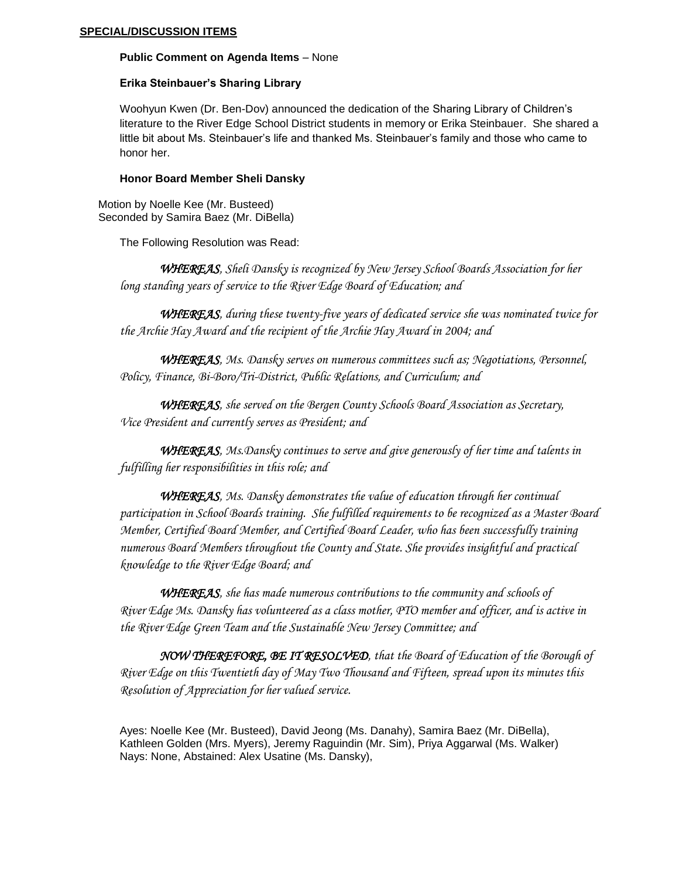**SPECIAL/DISCUSSION ITEMS**

**Public Comment on Agenda Items** – None

**Erika Steinbauer's Sharing Library**

Woohyun Kwen (Dr. Ben-Dov) announced the dedication of the Sharing Library of Children's literature to the River Edge School District students in memory or Erika Steinbauer. She shared a little bit about Ms. Steinbauer's life and thanked Ms. Steinbauer's family and those who came to honor her.

**Honor Board Member Sheli Dansky**

Motion by Noelle Kee (Mr. Busteed)
Seconded by Samira Baez (Mr. DiBella)

The Following Resolution was Read:

***WHEREAS***, *Sheli Dansky is recognized by New Jersey School Boards Association for her long standing years of service to the River Edge Board of Education; and*

***WHEREAS***, *during these twenty-five years of dedicated service she was nominated twice for the Archie Hay Award and the recipient of the Archie Hay Award in 2004; and*

***WHEREAS***, *Ms. Dansky serves on numerous committees such as; Negotiations, Personnel, Policy, Finance, Bi-Boro/Tri-District, Public Relations, and Curriculum; and*

***WHEREAS***, *she served on the Bergen County Schools Board Association as Secretary, Vice President and currently serves as President; and*

***WHEREAS***, *Ms.Dansky continues to serve and give generously of her time and talents in fulfilling her responsibilities in this role; and*

***WHEREAS***, *Ms. Dansky demonstrates the value of education through her continual participation in School Boards training. She fulfilled requirements to be recognized as a Master Board Member, Certified Board Member, and Certified Board Leader, who has been successfully training numerous Board Members throughout the County and State. She provides insightful and practical knowledge to the River Edge Board; and*

***WHEREAS***, *she has made numerous contributions to the community and schools of River Edge Ms. Dansky has volunteered as a class mother, PTO member and officer, and is active in the River Edge Green Team and the Sustainable New Jersey Committee; and*

***NOW THEREFORE, BE IT RESOLVED***, *that the Board of Education of the Borough of River Edge on this Twentieth day of May Two Thousand and Fifteen, spread upon its minutes this Resolution of Appreciation for her valued service.*

Ayes: Noelle Kee (Mr. Busteed), David Jeong (Ms. Danahy), Samira Baez (Mr. DiBella), Kathleen Golden (Mrs. Myers), Jeremy Raguindin (Mr. Sim), Priya Aggarwal (Ms. Walker)
Nays: None, Abstained: Alex Usatine (Ms. Dansky),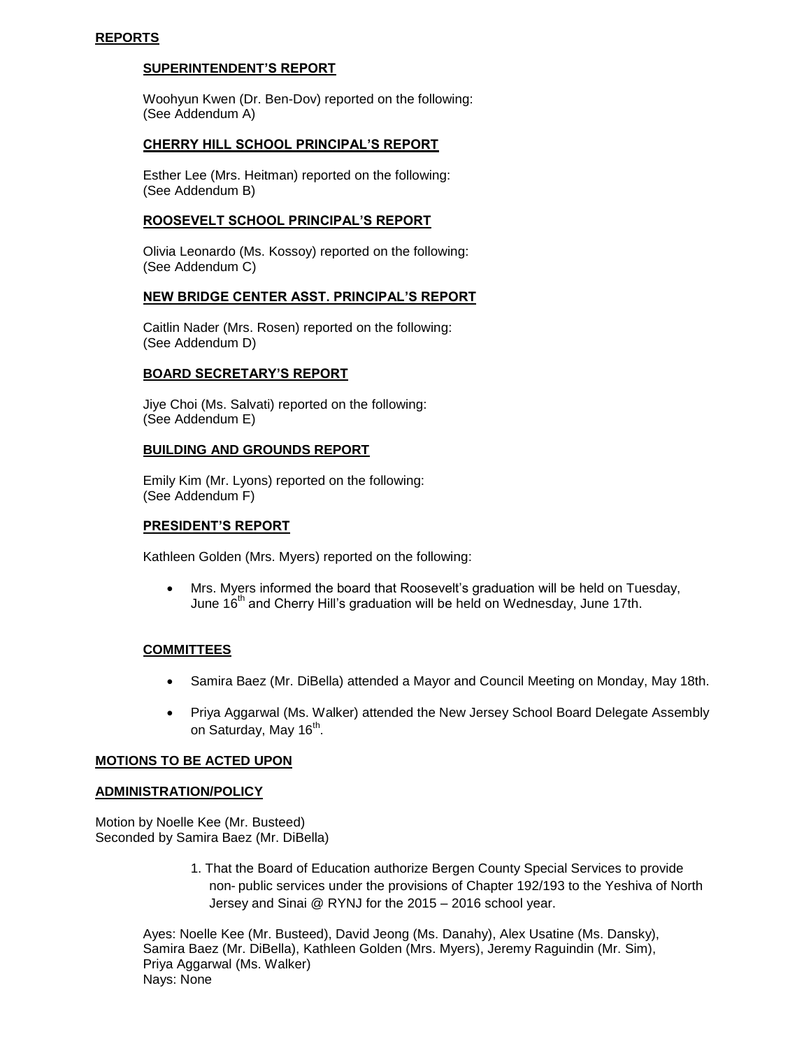## REPORTS

### SUPERINTENDENT'S REPORT

Woohyun Kwen (Dr. Ben-Dov) reported on the following:
(See Addendum A)

### CHERRY HILL SCHOOL PRINCIPAL'S REPORT

Esther Lee (Mrs. Heitman) reported on the following:
(See Addendum B)

### ROOSEVELT SCHOOL PRINCIPAL'S REPORT

Olivia Leonardo (Ms. Kossoy) reported on the following:
(See Addendum C)

### NEW BRIDGE CENTER ASST. PRINCIPAL'S REPORT

Caitlin Nader (Mrs. Rosen) reported on the following:
(See Addendum D)

### BOARD SECRETARY'S REPORT

Jiye Choi (Ms. Salvati) reported on the following:
(See Addendum E)

### BUILDING AND GROUNDS REPORT

Emily Kim (Mr. Lyons) reported on the following:
(See Addendum F)

### PRESIDENT'S REPORT

Kathleen Golden (Mrs. Myers) reported on the following:

- Mrs. Myers informed the board that Roosevelt's graduation will be held on Tuesday, June 16th and Cherry Hill's graduation will be held on Wednesday, June 17th.

### COMMITTEES

- Samira Baez (Mr. DiBella) attended a Mayor and Council Meeting on Monday, May 18th.
- Priya Aggarwal (Ms. Walker) attended the New Jersey School Board Delegate Assembly on Saturday, May 16th.

## MOTIONS TO BE ACTED UPON

## ADMINISTRATION/POLICY

Motion by Noelle Kee (Mr. Busteed)
Seconded by Samira Baez (Mr. DiBella)

1. That the Board of Education authorize Bergen County Special Services to provide non- public services under the provisions of Chapter 192/193 to the Yeshiva of North Jersey and Sinai @ RYNJ for the 2015 – 2016 school year.

Ayes: Noelle Kee (Mr. Busteed), David Jeong (Ms. Danahy), Alex Usatine (Ms. Dansky), Samira Baez (Mr. DiBella), Kathleen Golden (Mrs. Myers), Jeremy Raguindin (Mr. Sim), Priya Aggarwal (Ms. Walker)
Nays: None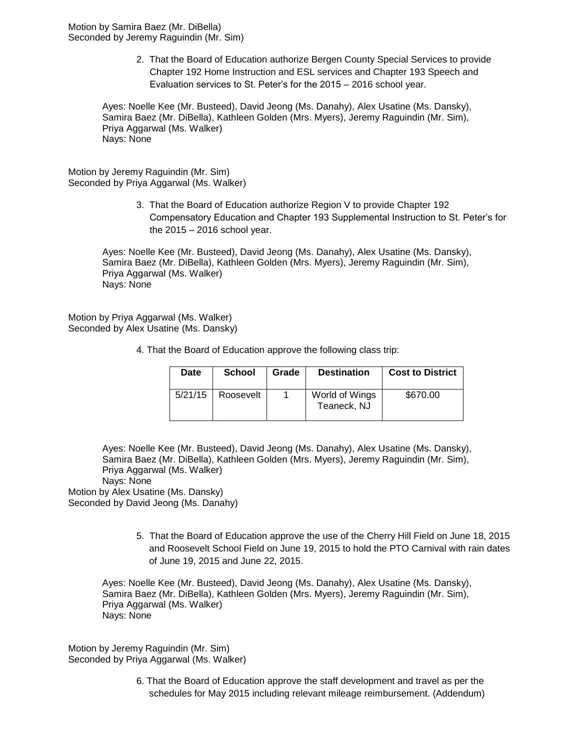Motion by Samira Baez (Mr. DiBella)
Seconded by Jeremy Raguindin (Mr. Sim)

2. That the Board of Education authorize Bergen County Special Services to provide Chapter 192 Home Instruction and ESL services and Chapter 193 Speech and Evaluation services to St. Peter's for the 2015 – 2016 school year.

Ayes: Noelle Kee (Mr. Busteed), David Jeong (Ms. Danahy), Alex Usatine (Ms. Dansky), Samira Baez (Mr. DiBella), Kathleen Golden (Mrs. Myers), Jeremy Raguindin (Mr. Sim), Priya Aggarwal (Ms. Walker)
Nays: None

Motion by Jeremy Raguindin (Mr. Sim)
Seconded by Priya Aggarwal (Ms. Walker)

3. That the Board of Education authorize Region V to provide Chapter 192 Compensatory Education and Chapter 193 Supplemental Instruction to St. Peter's for the 2015 – 2016 school year.

Ayes: Noelle Kee (Mr. Busteed), David Jeong (Ms. Danahy), Alex Usatine (Ms. Dansky), Samira Baez (Mr. DiBella), Kathleen Golden (Mrs. Myers), Jeremy Raguindin (Mr. Sim), Priya Aggarwal (Ms. Walker)
Nays: None

Motion by Priya Aggarwal (Ms. Walker)
Seconded by Alex Usatine (Ms. Dansky)

4. That the Board of Education approve the following class trip:

| Date | School | Grade | Destination | Cost to District |
|---|---|---|---|---|
| 5/21/15 | Roosevelt | 1 | World of Wings Teaneck, NJ | $670.00 |

Ayes: Noelle Kee (Mr. Busteed), David Jeong (Ms. Danahy), Alex Usatine (Ms. Dansky), Samira Baez (Mr. DiBella), Kathleen Golden (Mrs. Myers), Jeremy Raguindin (Mr. Sim), Priya Aggarwal (Ms. Walker)
Nays: None

Motion by Alex Usatine (Ms. Dansky)
Seconded by David Jeong (Ms. Danahy)

5. That the Board of Education approve the use of the Cherry Hill Field on June 18, 2015 and Roosevelt School Field on June 19, 2015 to hold the PTO Carnival with rain dates of June 19, 2015 and June 22, 2015.

Ayes: Noelle Kee (Mr. Busteed), David Jeong (Ms. Danahy), Alex Usatine (Ms. Dansky), Samira Baez (Mr. DiBella), Kathleen Golden (Mrs. Myers), Jeremy Raguindin (Mr. Sim), Priya Aggarwal (Ms. Walker)
Nays: None

Motion by Jeremy Raguindin (Mr. Sim)
Seconded by Priya Aggarwal (Ms. Walker)

6. That the Board of Education approve the staff development and travel as per the schedules for May 2015 including relevant mileage reimbursement. (Addendum)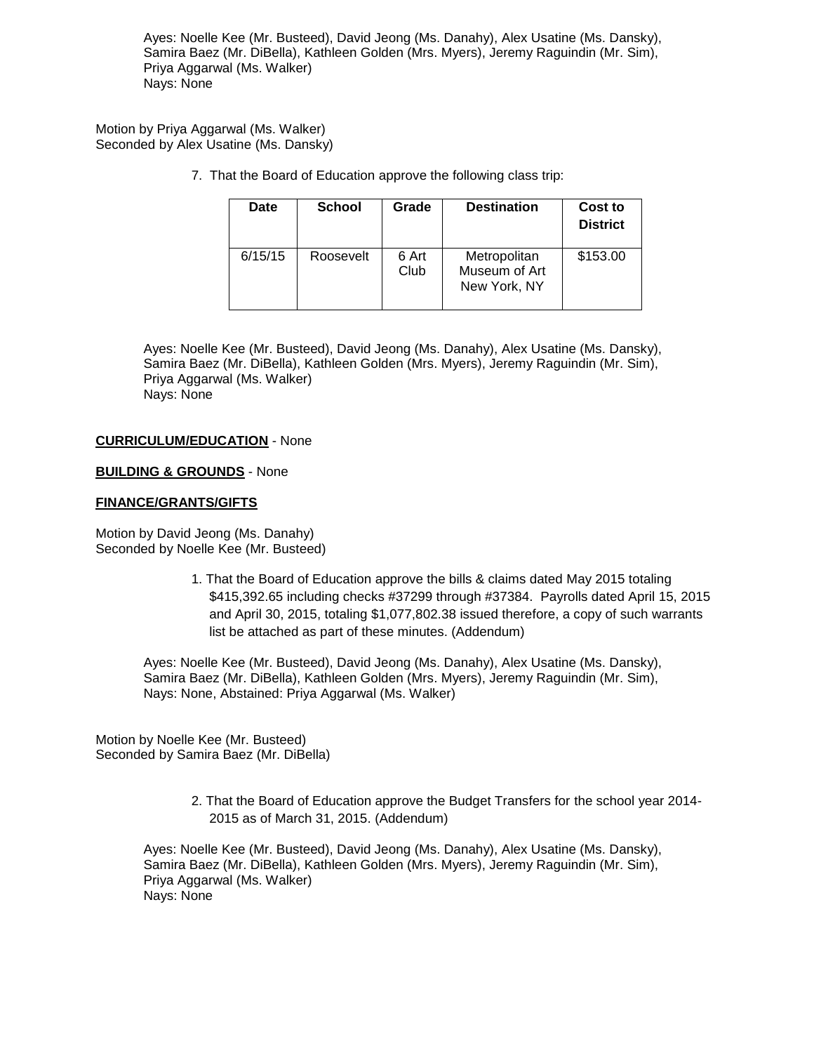Ayes: Noelle Kee (Mr. Busteed), David Jeong (Ms. Danahy), Alex Usatine (Ms. Dansky), Samira Baez (Mr. DiBella), Kathleen Golden (Mrs. Myers), Jeremy Raguindin (Mr. Sim), Priya Aggarwal (Ms. Walker)
Nays: None

Motion by Priya Aggarwal (Ms. Walker)
Seconded by Alex Usatine (Ms. Dansky)

7. That the Board of Education approve the following class trip:

| Date | School | Grade | Destination | Cost to District |
|---|---|---|---|---|
| 6/15/15 | Roosevelt | 6 Art Club | Metropolitan Museum of Art New York, NY | $153.00 |

Ayes: Noelle Kee (Mr. Busteed), David Jeong (Ms. Danahy), Alex Usatine (Ms. Dansky), Samira Baez (Mr. DiBella), Kathleen Golden (Mrs. Myers), Jeremy Raguindin (Mr. Sim), Priya Aggarwal (Ms. Walker)
Nays: None

**CURRICULUM/EDUCATION** - None

**BUILDING & GROUNDS** - None

**FINANCE/GRANTS/GIFTS**

Motion by David Jeong (Ms. Danahy)
Seconded by Noelle Kee (Mr. Busteed)

1. That the Board of Education approve the bills & claims dated May 2015 totaling $415,392.65 including checks #37299 through #37384. Payrolls dated April 15, 2015 and April 30, 2015, totaling $1,077,802.38 issued therefore, a copy of such warrants list be attached as part of these minutes. (Addendum)

Ayes: Noelle Kee (Mr. Busteed), David Jeong (Ms. Danahy), Alex Usatine (Ms. Dansky), Samira Baez (Mr. DiBella), Kathleen Golden (Mrs. Myers), Jeremy Raguindin (Mr. Sim),
Nays: None, Abstained: Priya Aggarwal (Ms. Walker)

Motion by Noelle Kee (Mr. Busteed)
Seconded by Samira Baez (Mr. DiBella)

2. That the Board of Education approve the Budget Transfers for the school year 2014-2015 as of March 31, 2015. (Addendum)

Ayes: Noelle Kee (Mr. Busteed), David Jeong (Ms. Danahy), Alex Usatine (Ms. Dansky), Samira Baez (Mr. DiBella), Kathleen Golden (Mrs. Myers), Jeremy Raguindin (Mr. Sim), Priya Aggarwal (Ms. Walker)
Nays: None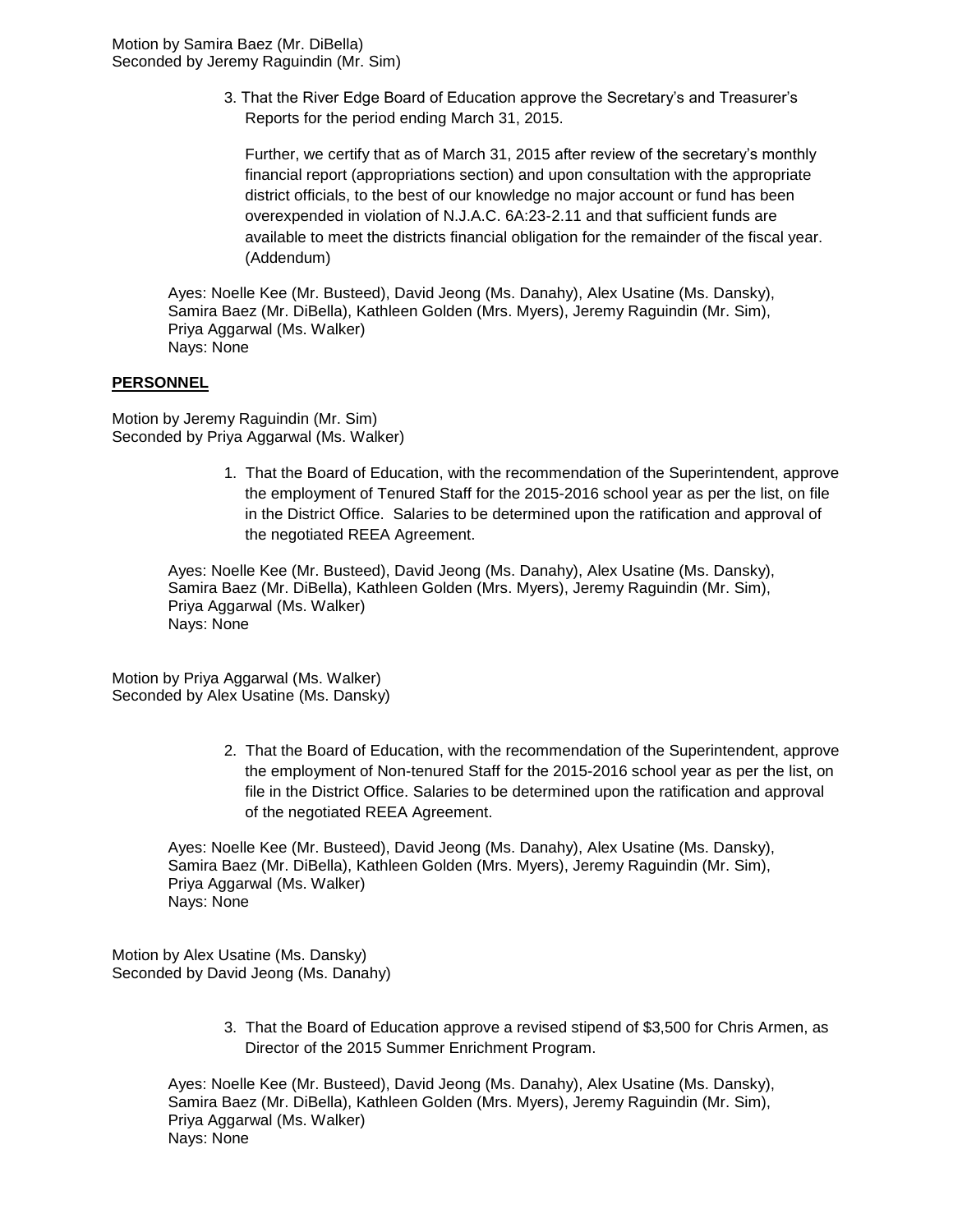Motion by Samira Baez (Mr. DiBella)
Seconded by Jeremy Raguindin (Mr. Sim)

3. That the River Edge Board of Education approve the Secretary's and Treasurer's Reports for the period ending March 31, 2015.

   Further, we certify that as of March 31, 2015 after review of the secretary's monthly financial report (appropriations section) and upon consultation with the appropriate district officials, to the best of our knowledge no major account or fund has been overexpended in violation of N.J.A.C. 6A:23-2.11 and that sufficient funds are available to meet the districts financial obligation for the remainder of the fiscal year. (Addendum)

Ayes: Noelle Kee (Mr. Busteed), David Jeong (Ms. Danahy), Alex Usatine (Ms. Dansky), Samira Baez (Mr. DiBella), Kathleen Golden (Mrs. Myers), Jeremy Raguindin (Mr. Sim), Priya Aggarwal (Ms. Walker)
Nays: None

**PERSONNEL**

Motion by Jeremy Raguindin (Mr. Sim)
Seconded by Priya Aggarwal (Ms. Walker)

1. That the Board of Education, with the recommendation of the Superintendent, approve the employment of Tenured Staff for the 2015-2016 school year as per the list, on file in the District Office. Salaries to be determined upon the ratification and approval of the negotiated REEA Agreement.

Ayes: Noelle Kee (Mr. Busteed), David Jeong (Ms. Danahy), Alex Usatine (Ms. Dansky), Samira Baez (Mr. DiBella), Kathleen Golden (Mrs. Myers), Jeremy Raguindin (Mr. Sim), Priya Aggarwal (Ms. Walker)
Nays: None

Motion by Priya Aggarwal (Ms. Walker)
Seconded by Alex Usatine (Ms. Dansky)

2. That the Board of Education, with the recommendation of the Superintendent, approve the employment of Non-tenured Staff for the 2015-2016 school year as per the list, on file in the District Office. Salaries to be determined upon the ratification and approval of the negotiated REEA Agreement.

Ayes: Noelle Kee (Mr. Busteed), David Jeong (Ms. Danahy), Alex Usatine (Ms. Dansky), Samira Baez (Mr. DiBella), Kathleen Golden (Mrs. Myers), Jeremy Raguindin (Mr. Sim), Priya Aggarwal (Ms. Walker)
Nays: None

Motion by Alex Usatine (Ms. Dansky)
Seconded by David Jeong (Ms. Danahy)

3. That the Board of Education approve a revised stipend of $3,500 for Chris Armen, as Director of the 2015 Summer Enrichment Program.

Ayes: Noelle Kee (Mr. Busteed), David Jeong (Ms. Danahy), Alex Usatine (Ms. Dansky), Samira Baez (Mr. DiBella), Kathleen Golden (Mrs. Myers), Jeremy Raguindin (Mr. Sim), Priya Aggarwal (Ms. Walker)
Nays: None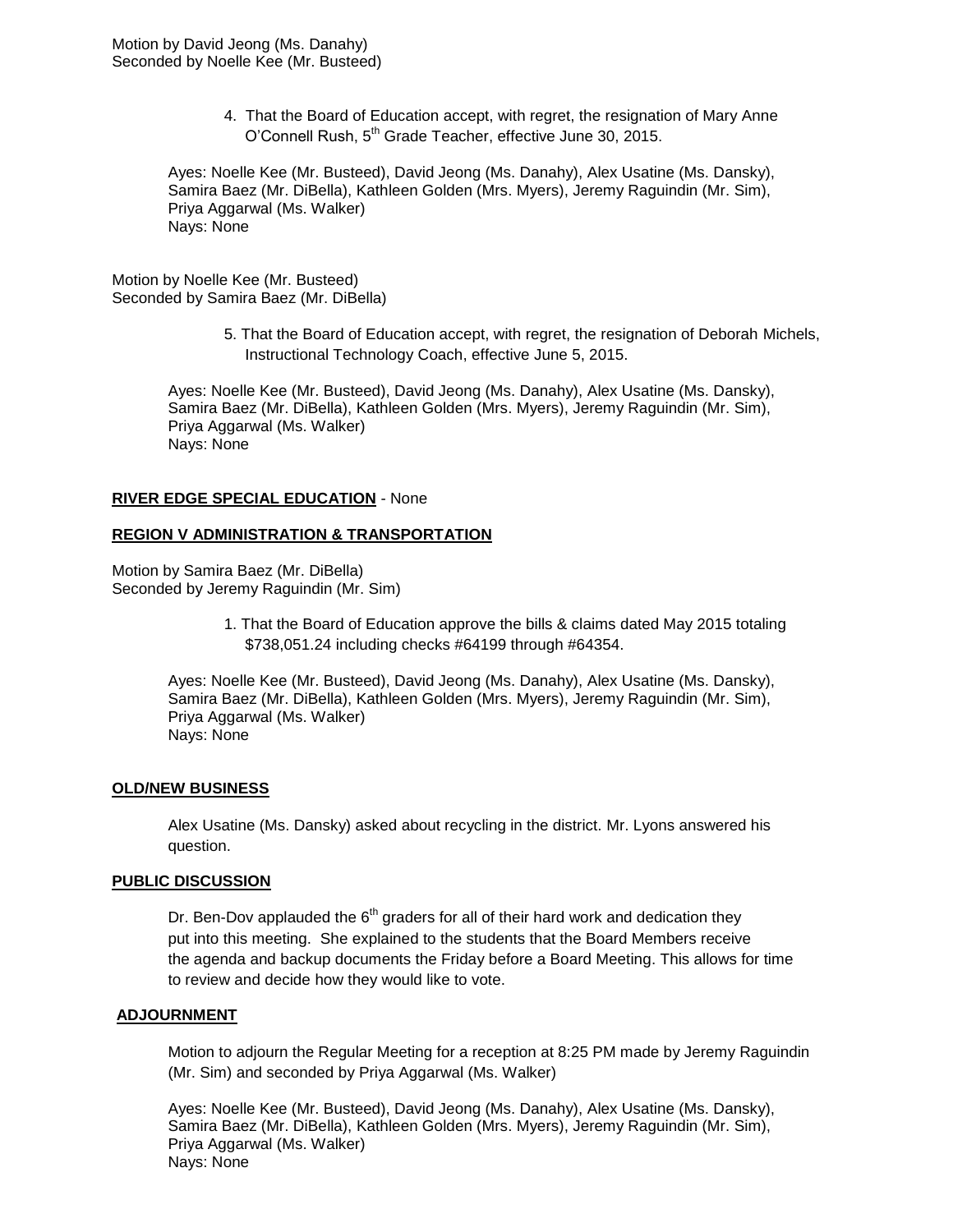Motion by David Jeong (Ms. Danahy)
Seconded by Noelle Kee (Mr. Busteed)

4. That the Board of Education accept, with regret, the resignation of Mary Anne O'Connell Rush, 5th Grade Teacher, effective June 30, 2015.

Ayes: Noelle Kee (Mr. Busteed), David Jeong (Ms. Danahy), Alex Usatine (Ms. Dansky), Samira Baez (Mr. DiBella), Kathleen Golden (Mrs. Myers), Jeremy Raguindin (Mr. Sim), Priya Aggarwal (Ms. Walker)
Nays: None

Motion by Noelle Kee (Mr. Busteed)
Seconded by Samira Baez (Mr. DiBella)

5. That the Board of Education accept, with regret, the resignation of Deborah Michels, Instructional Technology Coach, effective June 5, 2015.

Ayes: Noelle Kee (Mr. Busteed), David Jeong (Ms. Danahy), Alex Usatine (Ms. Dansky), Samira Baez (Mr. DiBella), Kathleen Golden (Mrs. Myers), Jeremy Raguindin (Mr. Sim), Priya Aggarwal (Ms. Walker)
Nays: None

**RIVER EDGE SPECIAL EDUCATION** - None

**REGION V ADMINISTRATION & TRANSPORTATION**

Motion by Samira Baez (Mr. DiBella)
Seconded by Jeremy Raguindin (Mr. Sim)

1. That the Board of Education approve the bills & claims dated May 2015 totaling $738,051.24 including checks #64199 through #64354.

Ayes: Noelle Kee (Mr. Busteed), David Jeong (Ms. Danahy), Alex Usatine (Ms. Dansky), Samira Baez (Mr. DiBella), Kathleen Golden (Mrs. Myers), Jeremy Raguindin (Mr. Sim), Priya Aggarwal (Ms. Walker)
Nays: None

**OLD/NEW BUSINESS**

Alex Usatine (Ms. Dansky) asked about recycling in the district. Mr. Lyons answered his question.

**PUBLIC DISCUSSION**

Dr. Ben-Dov applauded the 6th graders for all of their hard work and dedication they put into this meeting. She explained to the students that the Board Members receive the agenda and backup documents the Friday before a Board Meeting. This allows for time to review and decide how they would like to vote.

**ADJOURNMENT**

Motion to adjourn the Regular Meeting for a reception at 8:25 PM made by Jeremy Raguindin (Mr. Sim) and seconded by Priya Aggarwal (Ms. Walker)

Ayes: Noelle Kee (Mr. Busteed), David Jeong (Ms. Danahy), Alex Usatine (Ms. Dansky), Samira Baez (Mr. DiBella), Kathleen Golden (Mrs. Myers), Jeremy Raguindin (Mr. Sim), Priya Aggarwal (Ms. Walker)
Nays: None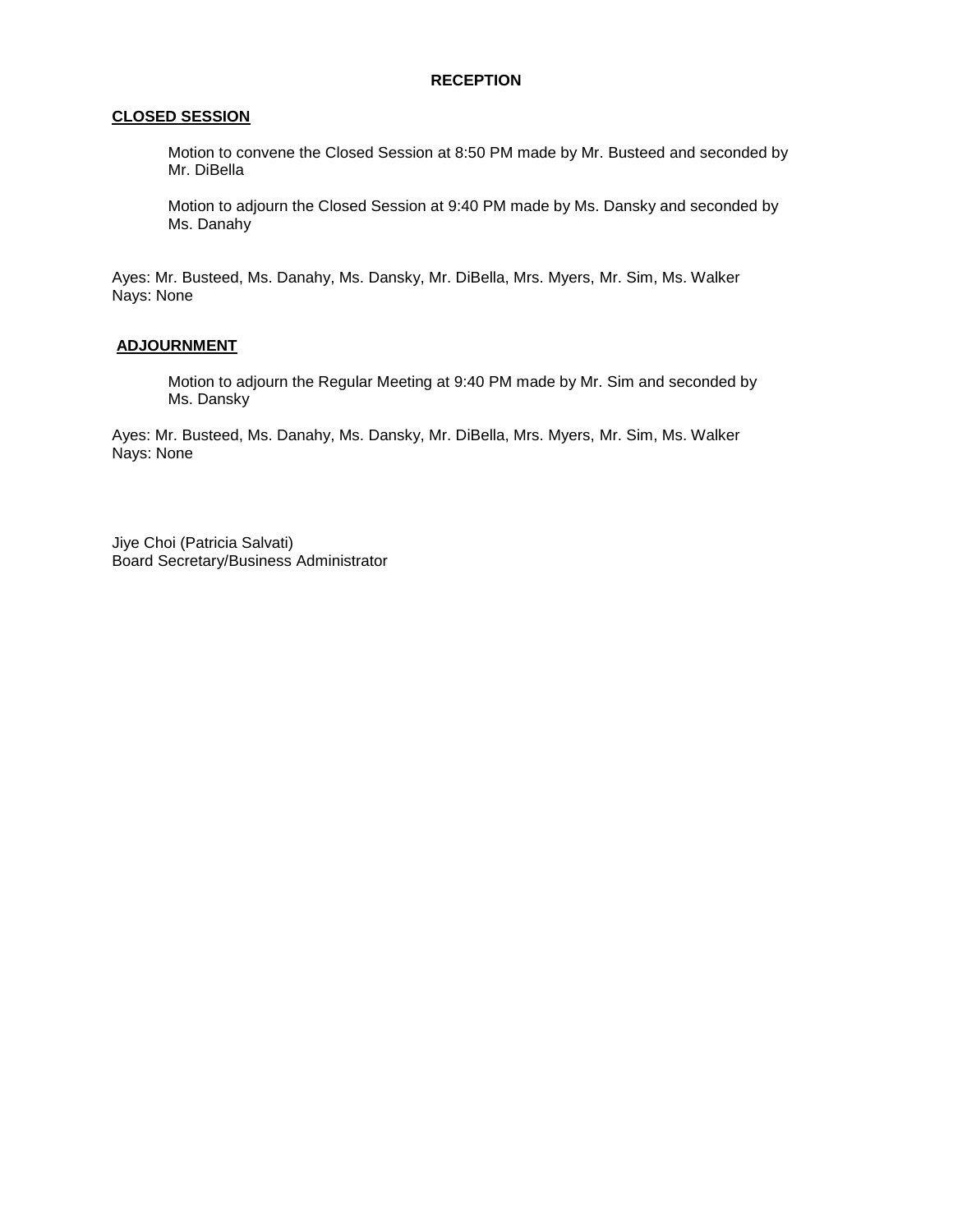**RECEPTION**

**CLOSED SESSION**

Motion to convene the Closed Session at 8:50 PM made by Mr. Busteed and seconded by Mr. DiBella

Motion to adjourn the Closed Session at 9:40 PM made by Ms. Dansky and seconded by Ms. Danahy

Ayes: Mr. Busteed, Ms. Danahy, Ms. Dansky, Mr. DiBella, Mrs. Myers, Mr. Sim, Ms. Walker
Nays: None

**ADJOURNMENT**

Motion to adjourn the Regular Meeting at 9:40 PM made by Mr. Sim and seconded by Ms. Dansky

Ayes: Mr. Busteed, Ms. Danahy, Ms. Dansky, Mr. DiBella, Mrs. Myers, Mr. Sim, Ms. Walker
Nays: None

Jiye Choi (Patricia Salvati)
Board Secretary/Business Administrator